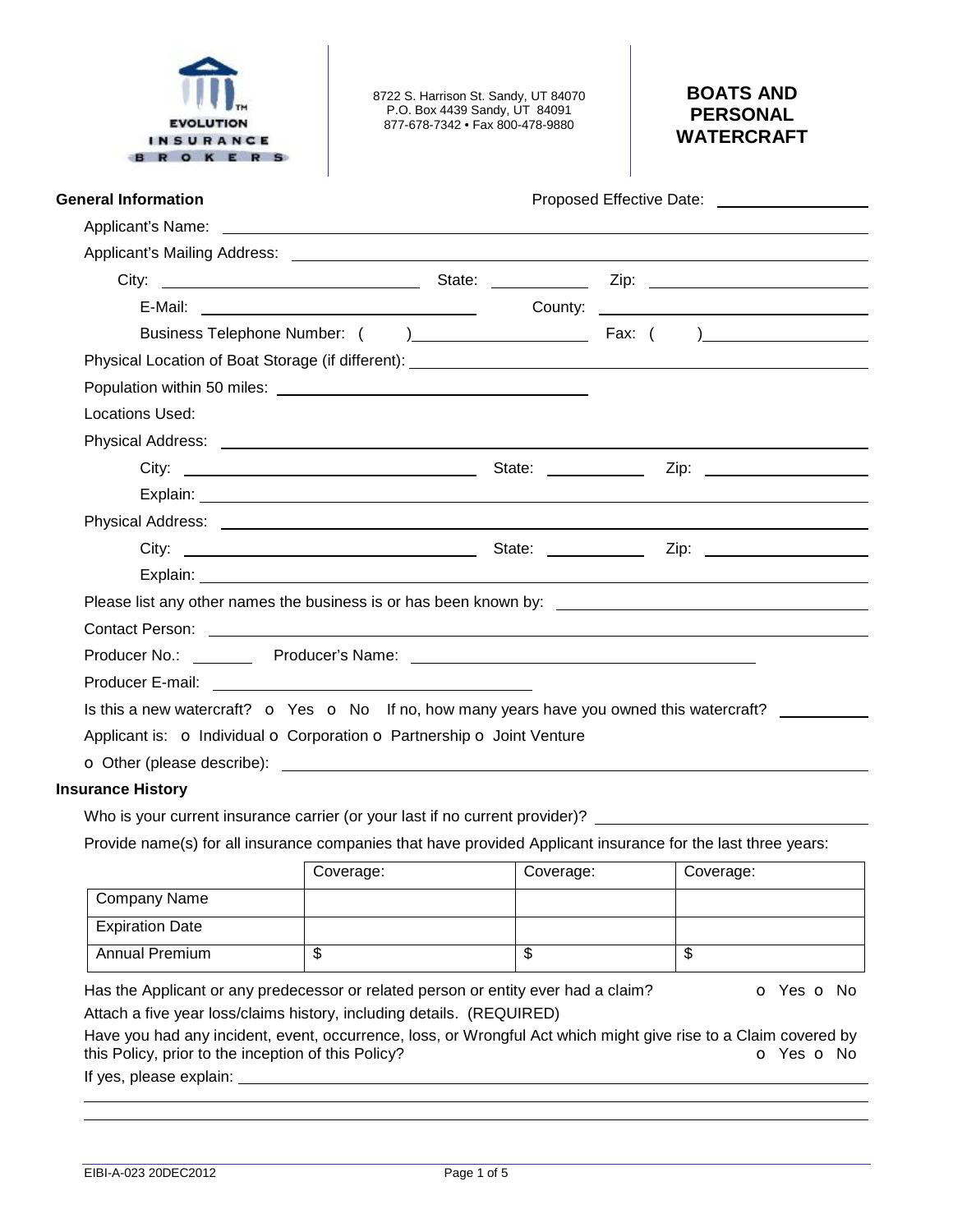EVOLUTION INSURANCE BROKERS

8722 S. Harrison St. Sandy, UT 84070
P.O. Box 4439 Sandy, UT 84091
877-678-7342 • Fax 800-478-9880

# BOATS AND PERSONAL WATERCRAFT

## General Information

Proposed Effective Date: ____________

Applicant's Name: ____________

Applicant's Mailing Address: ____________

City: ____________ State: ____________ Zip: ____________

E-Mail: ____________ County: ____________

Business Telephone Number: ( ) ____________ Fax: ( ) ____________

Physical Location of Boat Storage (if different): ____________

Population within 50 miles: ____________

Locations Used:

Physical Address: ____________

City: ____________ State: ____________ Zip: ____________

Explain: ____________

Physical Address: ____________

City: ____________ State: ____________ Zip: ____________

Explain: ____________

Please list any other names the business is or has been known by: ____________

Contact Person: ____________

Producer No.: ________ Producer's Name: ____________

Producer E-mail: ____________

Is this a new watercraft? o Yes o No If no, how many years have you owned this watercraft? ________

Applicant is: o Individual o Corporation o Partnership o Joint Venture

o Other (please describe): ____________

## Insurance History

Who is your current insurance carrier (or your last if no current provider)? ____________

Provide name(s) for all insurance companies that have provided Applicant insurance for the last three years:

| | Coverage: | Coverage: | Coverage: |
|---|---|---|---|
| Company Name | | | |
| Expiration Date | | | |
| Annual Premium | $ | $ | $ |

Has the Applicant or any predecessor or related person or entity ever had a claim? o Yes o No

Attach a five year loss/claims history, including details. (REQUIRED)

Have you had any incident, event, occurrence, loss, or Wrongful Act which might give rise to a Claim covered by this Policy, prior to the inception of this Policy? o Yes o No

If yes, please explain: ____________

EIBI-A-023 20DEC2012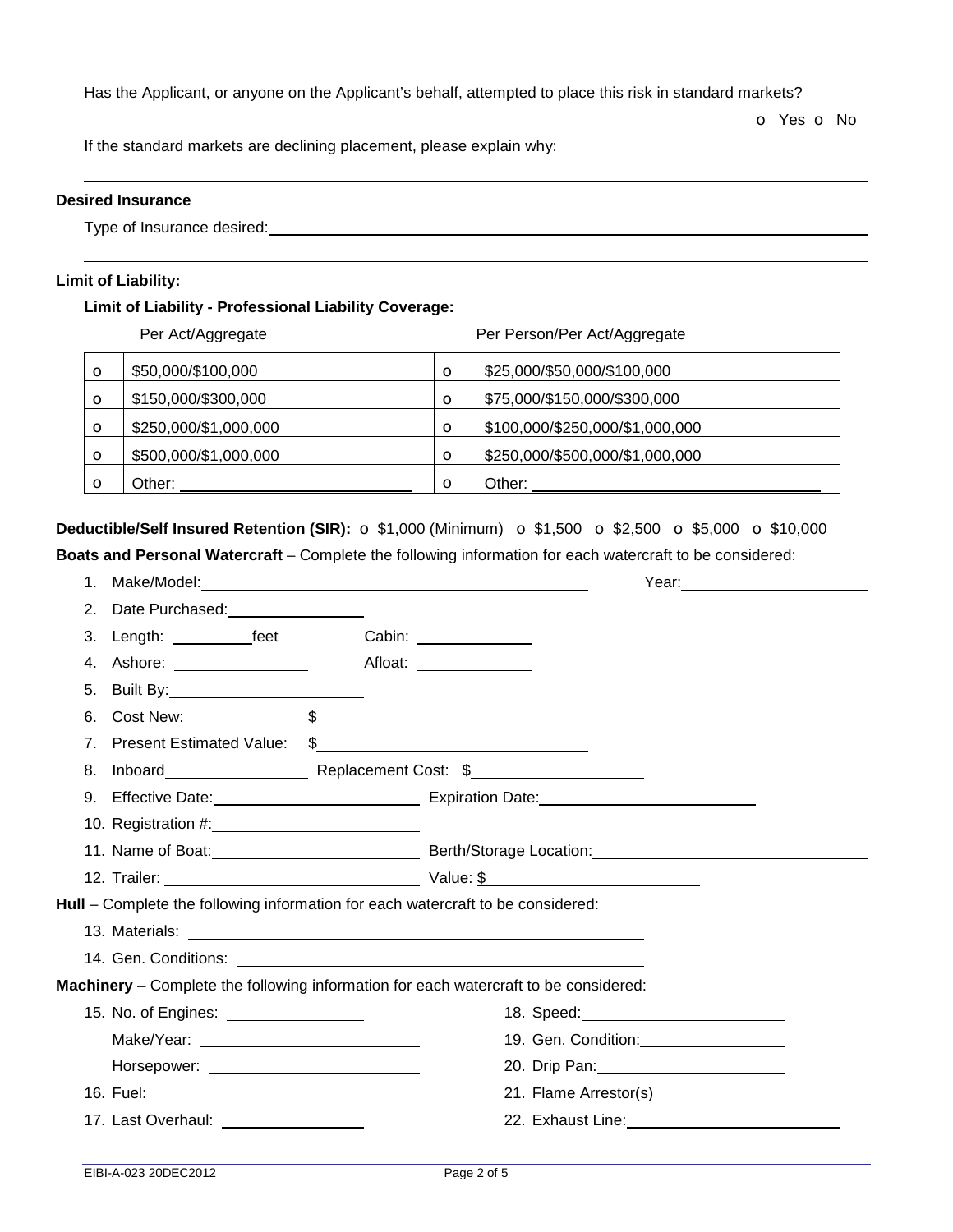Has the Applicant, or anyone on the Applicant's behalf, attempted to place this risk in standard markets?

o Yes o No

If the standard markets are declining placement, please explain why: ____________________

____________________

**Desired Insurance**

Type of Insurance desired: ____________________

____________________

**Limit of Liability:**

**Limit of Liability - Professional Liability Coverage:**

| | Per Act/Aggregate | | Per Person/Per Act/Aggregate |
|---|---|---|---|
| o | $50,000/$100,000 | o | $25,000/$50,000/$100,000 |
| o | $150,000/$300,000 | o | $75,000/$150,000/$300,000 |
| o | $250,000/$1,000,000 | o | $100,000/$250,000/$1,000,000 |
| o | $500,000/$1,000,000 | o | $250,000/$500,000/$1,000,000 |
| o | Other: ____________ | o | Other: ____________ |

**Deductible/Self Insured Retention (SIR):** o $1,000 (Minimum) o $1,500 o $2,500 o $5,000 o $10,000

**Boats and Personal Watercraft** – Complete the following information for each watercraft to be considered:

1. Make/Model: ____________________ Year: ____________
2. Date Purchased: ____________
3. Length: ________ feet Cabin: ____________
4. Ashore: ____________ Afloat: ____________
5. Built By: ____________
6. Cost New: $____________
7. Present Estimated Value: $____________
8. Inboard ____________ Replacement Cost: $____________
9. Effective Date: ____________ Expiration Date: ____________
10. Registration #: ____________
11. Name of Boat: ____________ Berth/Storage Location: ____________
12. Trailer: ____________ Value: $____________

**Hull** – Complete the following information for each watercraft to be considered:

13. Materials: ____________
14. Gen. Conditions: ____________

**Machinery** – Complete the following information for each watercraft to be considered:

15. No. of Engines: ____________
    Make/Year: ____________
    Horsepower: ____________
16. Fuel: ____________
17. Last Overhaul: ____________
18. Speed: ____________
19. Gen. Condition: ____________
20. Drip Pan: ____________
21. Flame Arrestor(s) ____________
22. Exhaust Line: ____________

EIBI-A-023 20DEC2012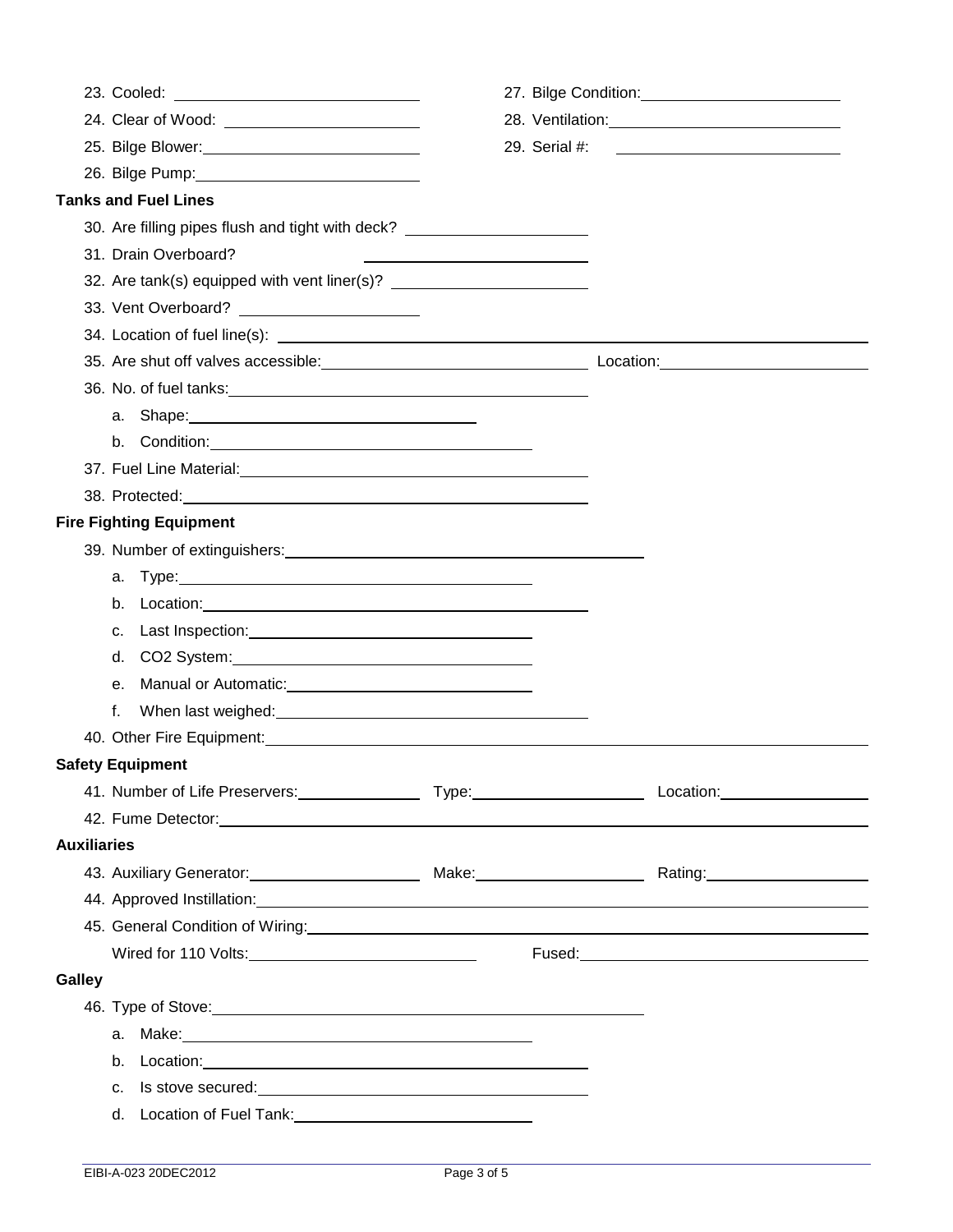23. Cooled: \_\_\_\_\_\_\_\_\_\_\_\_\_\_\_\_\_\_\_\_

24. Clear of Wood: \_\_\_\_\_\_\_\_\_\_\_\_\_\_\_\_\_\_\_\_

25. Bilge Blower: \_\_\_\_\_\_\_\_\_\_\_\_\_\_\_\_\_\_\_\_

26. Bilge Pump: \_\_\_\_\_\_\_\_\_\_\_\_\_\_\_\_\_\_\_\_

27. Bilge Condition: \_\_\_\_\_\_\_\_\_\_\_\_\_\_\_\_\_\_\_\_

28. Ventilation: \_\_\_\_\_\_\_\_\_\_\_\_\_\_\_\_\_\_\_\_

29. Serial #: \_\_\_\_\_\_\_\_\_\_\_\_\_\_\_\_\_\_\_\_

**Tanks and Fuel Lines**

30. Are filling pipes flush and tight with deck? \_\_\_\_\_\_\_\_\_\_\_\_\_\_\_\_\_\_\_\_

31. Drain Overboard? \_\_\_\_\_\_\_\_\_\_\_\_\_\_\_\_\_\_\_\_

32. Are tank(s) equipped with vent liner(s)? \_\_\_\_\_\_\_\_\_\_\_\_\_\_\_\_\_\_\_\_

33. Vent Overboard? \_\_\_\_\_\_\_\_\_\_\_\_\_\_\_\_\_\_\_\_

34. Location of fuel line(s): \_\_\_\_\_\_\_\_\_\_\_\_\_\_\_\_\_\_\_\_

35. Are shut off valves accessible: \_\_\_\_\_\_\_\_\_\_\_\_\_\_\_\_\_\_\_\_ Location: \_\_\_\_\_\_\_\_\_\_\_\_\_\_\_\_\_\_\_\_

36. No. of fuel tanks: \_\_\_\_\_\_\_\_\_\_\_\_\_\_\_\_\_\_\_\_
    a. Shape: \_\_\_\_\_\_\_\_\_\_\_\_\_\_\_\_\_\_\_\_
    b. Condition: \_\_\_\_\_\_\_\_\_\_\_\_\_\_\_\_\_\_\_\_

37. Fuel Line Material: \_\_\_\_\_\_\_\_\_\_\_\_\_\_\_\_\_\_\_\_

38. Protected: \_\_\_\_\_\_\_\_\_\_\_\_\_\_\_\_\_\_\_\_

**Fire Fighting Equipment**

39. Number of extinguishers: \_\_\_\_\_\_\_\_\_\_\_\_\_\_\_\_\_\_\_\_
    a. Type: \_\_\_\_\_\_\_\_\_\_\_\_\_\_\_\_\_\_\_\_
    b. Location: \_\_\_\_\_\_\_\_\_\_\_\_\_\_\_\_\_\_\_\_
    c. Last Inspection: \_\_\_\_\_\_\_\_\_\_\_\_\_\_\_\_\_\_\_\_
    d. CO2 System: \_\_\_\_\_\_\_\_\_\_\_\_\_\_\_\_\_\_\_\_
    e. Manual or Automatic: \_\_\_\_\_\_\_\_\_\_\_\_\_\_\_\_\_\_\_\_
    f. When last weighed: \_\_\_\_\_\_\_\_\_\_\_\_\_\_\_\_\_\_\_\_

40. Other Fire Equipment: \_\_\_\_\_\_\_\_\_\_\_\_\_\_\_\_\_\_\_\_

**Safety Equipment**

41. Number of Life Preservers: \_\_\_\_\_\_\_\_\_\_\_\_ Type: \_\_\_\_\_\_\_\_\_\_\_\_ Location: \_\_\_\_\_\_\_\_\_\_\_\_

42. Fume Detector: \_\_\_\_\_\_\_\_\_\_\_\_\_\_\_\_\_\_\_\_

**Auxiliaries**

43. Auxiliary Generator: \_\_\_\_\_\_\_\_\_\_\_\_ Make: \_\_\_\_\_\_\_\_\_\_\_\_ Rating: \_\_\_\_\_\_\_\_\_\_\_\_

44. Approved Instillation: \_\_\_\_\_\_\_\_\_\_\_\_\_\_\_\_\_\_\_\_

45. General Condition of Wiring: \_\_\_\_\_\_\_\_\_\_\_\_\_\_\_\_\_\_\_\_
    Wired for 110 Volts: \_\_\_\_\_\_\_\_\_\_\_\_\_\_\_\_\_\_\_\_ Fused: \_\_\_\_\_\_\_\_\_\_\_\_\_\_\_\_\_\_\_\_

**Galley**

46. Type of Stove: \_\_\_\_\_\_\_\_\_\_\_\_\_\_\_\_\_\_\_\_
    a. Make: \_\_\_\_\_\_\_\_\_\_\_\_\_\_\_\_\_\_\_\_
    b. Location: \_\_\_\_\_\_\_\_\_\_\_\_\_\_\_\_\_\_\_\_
    c. Is stove secured: \_\_\_\_\_\_\_\_\_\_\_\_\_\_\_\_\_\_\_\_
    d. Location of Fuel Tank: \_\_\_\_\_\_\_\_\_\_\_\_\_\_\_\_\_\_\_\_

EIBI-A-023 20DEC2012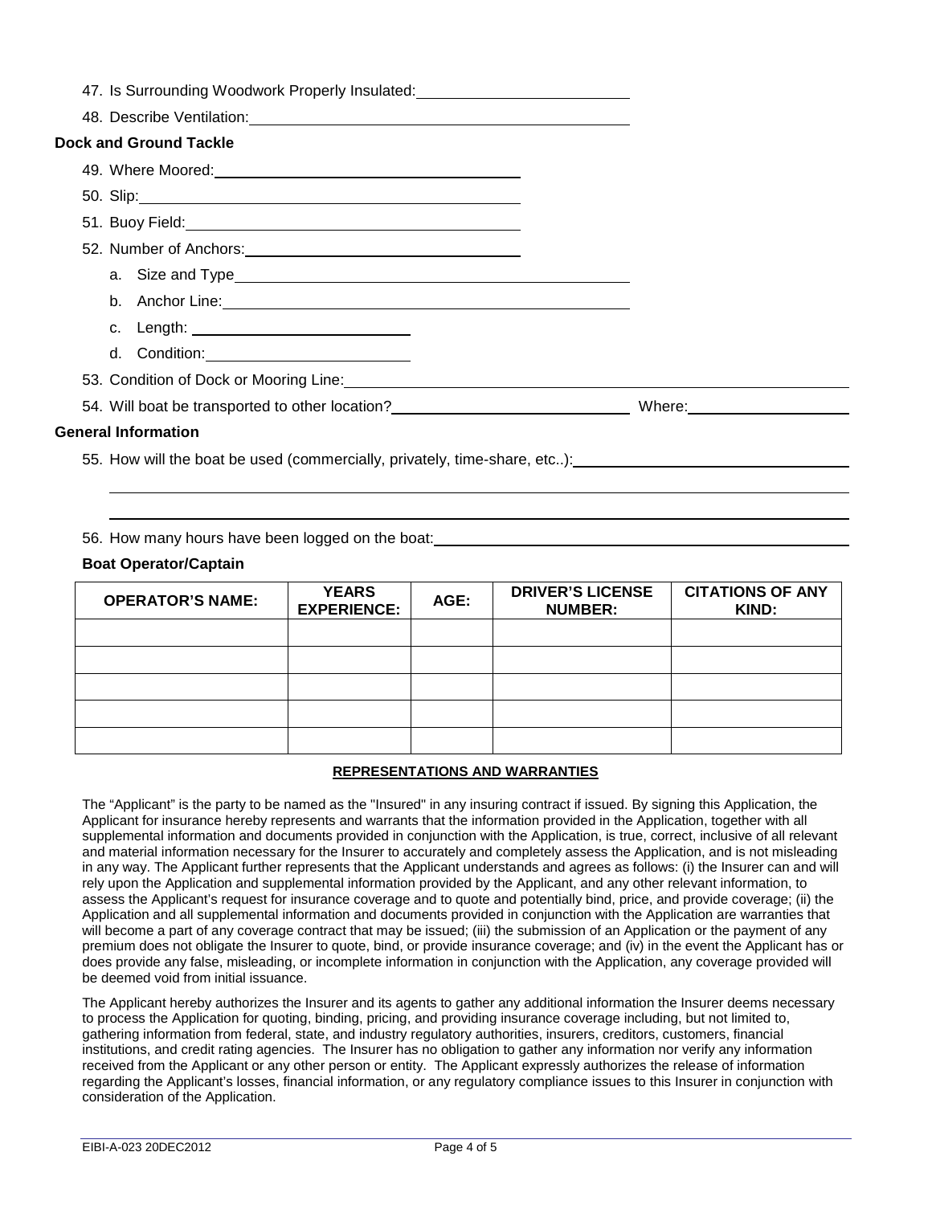47. Is Surrounding Woodwork Properly Insulated: ______________________

48. Describe Ventilation: ______________________

### Dock and Ground Tackle

49. Where Moored: ______________________

50. Slip: ______________________

51. Buoy Field: ______________________

52. Number of Anchors: ______________________

   a. Size and Type ______________________

   b. Anchor Line: ______________________

   c. Length: ______________________

   d. Condition: ______________________

53. Condition of Dock or Mooring Line: ______________________

54. Will boat be transported to other location? ______________________ Where: ______________________

### General Information

55. How will the boat be used (commercially, privately, time-share, etc..): ______________________

______________________

______________________

56. How many hours have been logged on the boat: ______________________

**Boat Operator/Captain**

| OPERATOR'S NAME: | YEARS EXPERIENCE: | AGE: | DRIVER'S LICENSE NUMBER: | CITATIONS OF ANY KIND: |
|---|---|---|---|---|
| | | | | |
| | | | | |
| | | | | |
| | | | | |
| | | | | |

### REPRESENTATIONS AND WARRANTIES

The "Applicant" is the party to be named as the "Insured" in any insuring contract if issued. By signing this Application, the Applicant for insurance hereby represents and warrants that the information provided in the Application, together with all supplemental information and documents provided in conjunction with the Application, is true, correct, inclusive of all relevant and material information necessary for the Insurer to accurately and completely assess the Application, and is not misleading in any way. The Applicant further represents that the Applicant understands and agrees as follows: (i) the Insurer can and will rely upon the Application and supplemental information provided by the Applicant, and any other relevant information, to assess the Applicant's request for insurance coverage and to quote and potentially bind, price, and provide coverage; (ii) the Application and all supplemental information and documents provided in conjunction with the Application are warranties that will become a part of any coverage contract that may be issued; (iii) the submission of an Application or the payment of any premium does not obligate the Insurer to quote, bind, or provide insurance coverage; and (iv) in the event the Applicant has or does provide any false, misleading, or incomplete information in conjunction with the Application, any coverage provided will be deemed void from initial issuance.

The Applicant hereby authorizes the Insurer and its agents to gather any additional information the Insurer deems necessary to process the Application for quoting, binding, pricing, and providing insurance coverage including, but not limited to, gathering information from federal, state, and industry regulatory authorities, insurers, creditors, customers, financial institutions, and credit rating agencies. The Insurer has no obligation to gather any information nor verify any information received from the Applicant or any other person or entity. The Applicant expressly authorizes the release of information regarding the Applicant's losses, financial information, or any regulatory compliance issues to this Insurer in conjunction with consideration of the Application.

EIBI-A-023 20DEC2012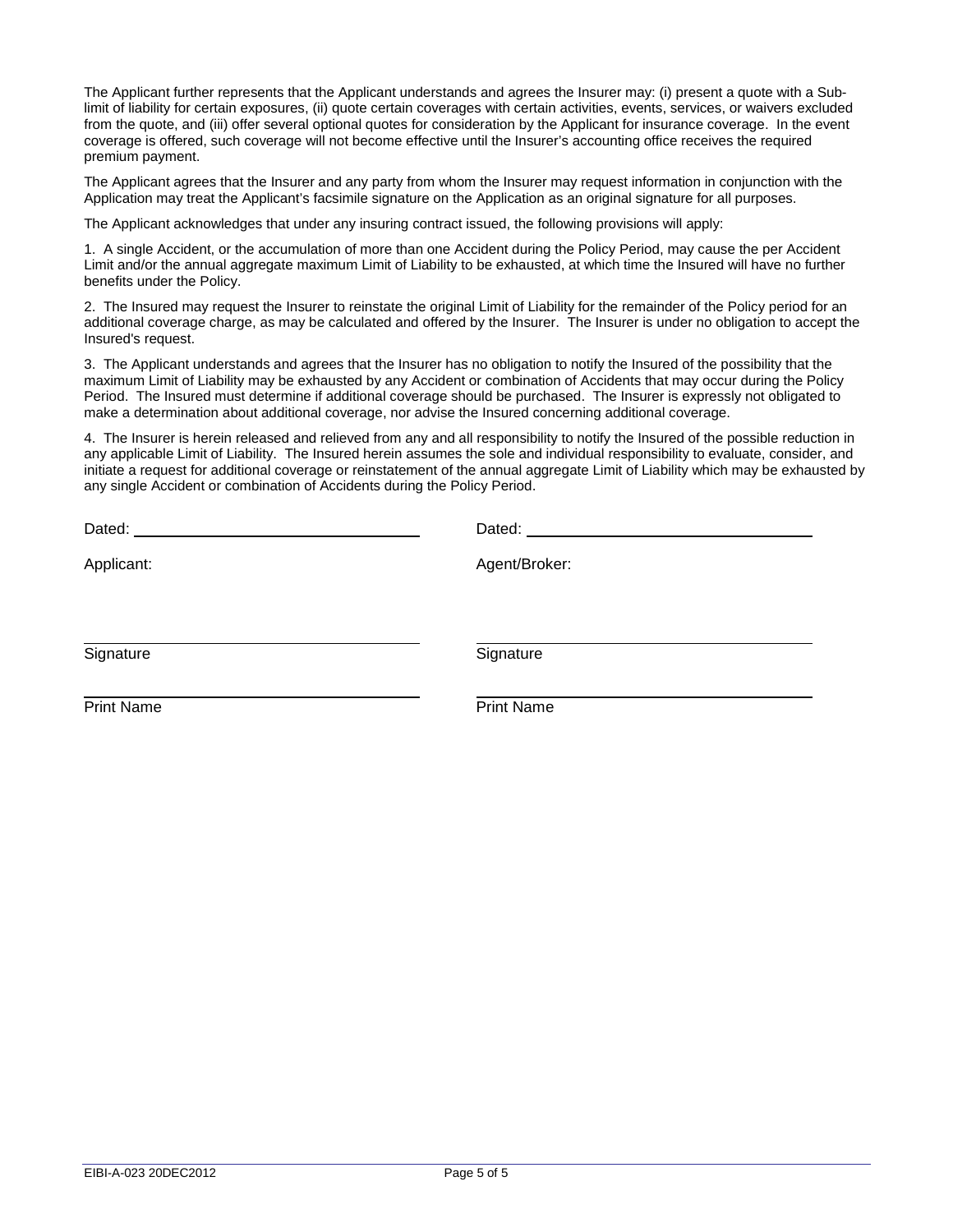The Applicant further represents that the Applicant understands and agrees the Insurer may: (i) present a quote with a Sub-limit of liability for certain exposures, (ii) quote certain coverages with certain activities, events, services, or waivers excluded from the quote, and (iii) offer several optional quotes for consideration by the Applicant for insurance coverage. In the event coverage is offered, such coverage will not become effective until the Insurer's accounting office receives the required premium payment.

The Applicant agrees that the Insurer and any party from whom the Insurer may request information in conjunction with the Application may treat the Applicant's facsimile signature on the Application as an original signature for all purposes.

The Applicant acknowledges that under any insuring contract issued, the following provisions will apply:

1. A single Accident, or the accumulation of more than one Accident during the Policy Period, may cause the per Accident Limit and/or the annual aggregate maximum Limit of Liability to be exhausted, at which time the Insured will have no further benefits under the Policy.

2. The Insured may request the Insurer to reinstate the original Limit of Liability for the remainder of the Policy period for an additional coverage charge, as may be calculated and offered by the Insurer. The Insurer is under no obligation to accept the Insured's request.

3. The Applicant understands and agrees that the Insurer has no obligation to notify the Insured of the possibility that the maximum Limit of Liability may be exhausted by any Accident or combination of Accidents that may occur during the Policy Period. The Insured must determine if additional coverage should be purchased. The Insurer is expressly not obligated to make a determination about additional coverage, nor advise the Insured concerning additional coverage.

4. The Insurer is herein released and relieved from any and all responsibility to notify the Insured of the possible reduction in any applicable Limit of Liability. The Insured herein assumes the sole and individual responsibility to evaluate, consider, and initiate a request for additional coverage or reinstatement of the annual aggregate Limit of Liability which may be exhausted by any single Accident or combination of Accidents during the Policy Period.

Dated: ______________________________

Applicant:

______________________________
Signature

______________________________
Print Name

Dated: ______________________________

Agent/Broker:

______________________________
Signature

______________________________
Print Name

EIBI-A-023 20DEC2012